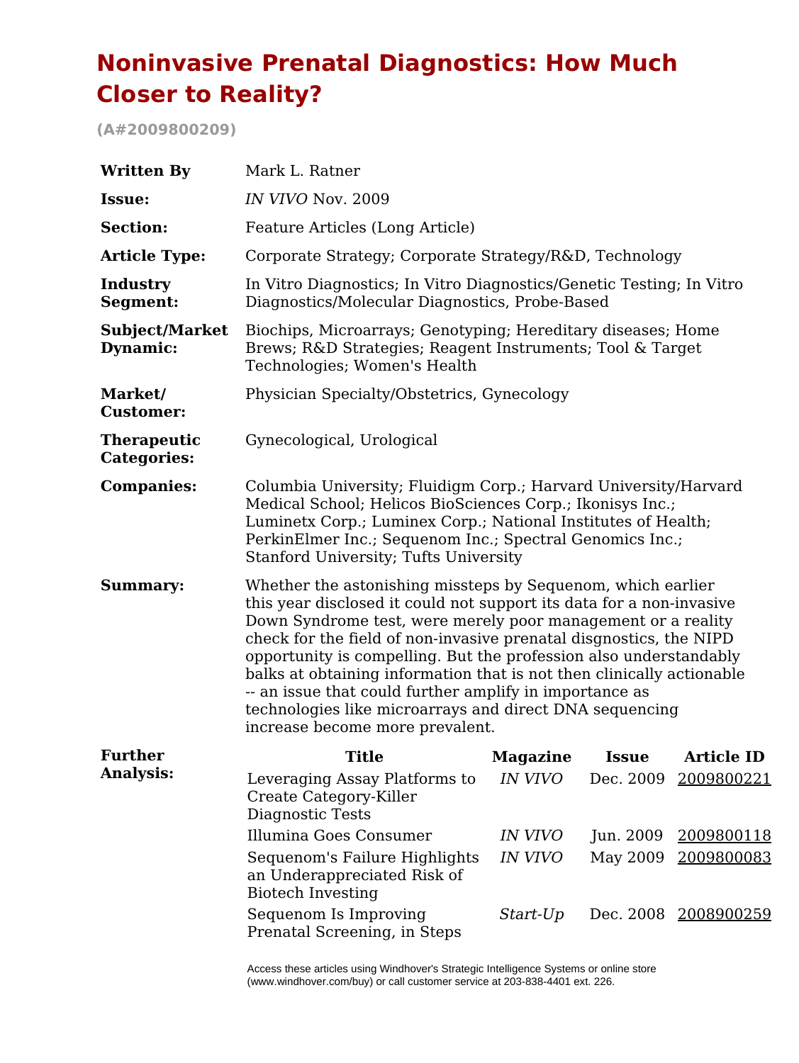# Noninvasive Prenatal Diagnostics: How Much Closer to Reality?

**(A#2009800209)**

| | |
|---|---|
| **Written By** | Mark L. Ratner |
| **Issue:** | *IN VIVO* Nov. 2009 |
| **Section:** | Feature Articles (Long Article) |
| **Article Type:** | Corporate Strategy; Corporate Strategy/R&D, Technology |
| **Industry Segment:** | In Vitro Diagnostics; In Vitro Diagnostics/Genetic Testing; In Vitro Diagnostics/Molecular Diagnostics, Probe-Based |
| **Subject/Market Dynamic:** | Biochips, Microarrays; Genotyping; Hereditary diseases; Home Brews; R&D Strategies; Reagent Instruments; Tool & Target Technologies; Women's Health |
| **Market/ Customer:** | Physician Specialty/Obstetrics, Gynecology |
| **Therapeutic Categories:** | Gynecological, Urological |
| **Companies:** | Columbia University; Fluidigm Corp.; Harvard University/Harvard Medical School; Helicos BioSciences Corp.; Ikonisys Inc.; Luminetx Corp.; Luminex Corp.; National Institutes of Health; PerkinElmer Inc.; Sequenom Inc.; Spectral Genomics Inc.; Stanford University; Tufts University |
| **Summary:** | Whether the astonishing missteps by Sequenom, which earlier this year disclosed it could not support its data for a non-invasive Down Syndrome test, were merely poor management or a reality check for the field of non-invasive prenatal disgnostics, the NIPD opportunity is compelling. But the profession also understandably balks at obtaining information that is not then clinically actionable -- an issue that could further amplify in importance as technologies like microarrays and direct DNA sequencing increase become more prevalent. |

**Further Analysis:**

| Title | Magazine | Issue | Article ID |
|---|---|---|---|
| Leveraging Assay Platforms to Create Category-Killer Diagnostic Tests | *IN VIVO* | Dec. 2009 | 2009800221 |
| Illumina Goes Consumer | *IN VIVO* | Jun. 2009 | 2009800118 |
| Sequenom's Failure Highlights an Underappreciated Risk of Biotech Investing | *IN VIVO* | May 2009 | 2009800083 |
| Sequenom Is Improving Prenatal Screening, in Steps | *Start-Up* | Dec. 2008 | 2008900259 |

Access these articles using Windhover's Strategic Intelligence Systems or online store (www.windhover.com/buy) or call customer service at 203-838-4401 ext. 226.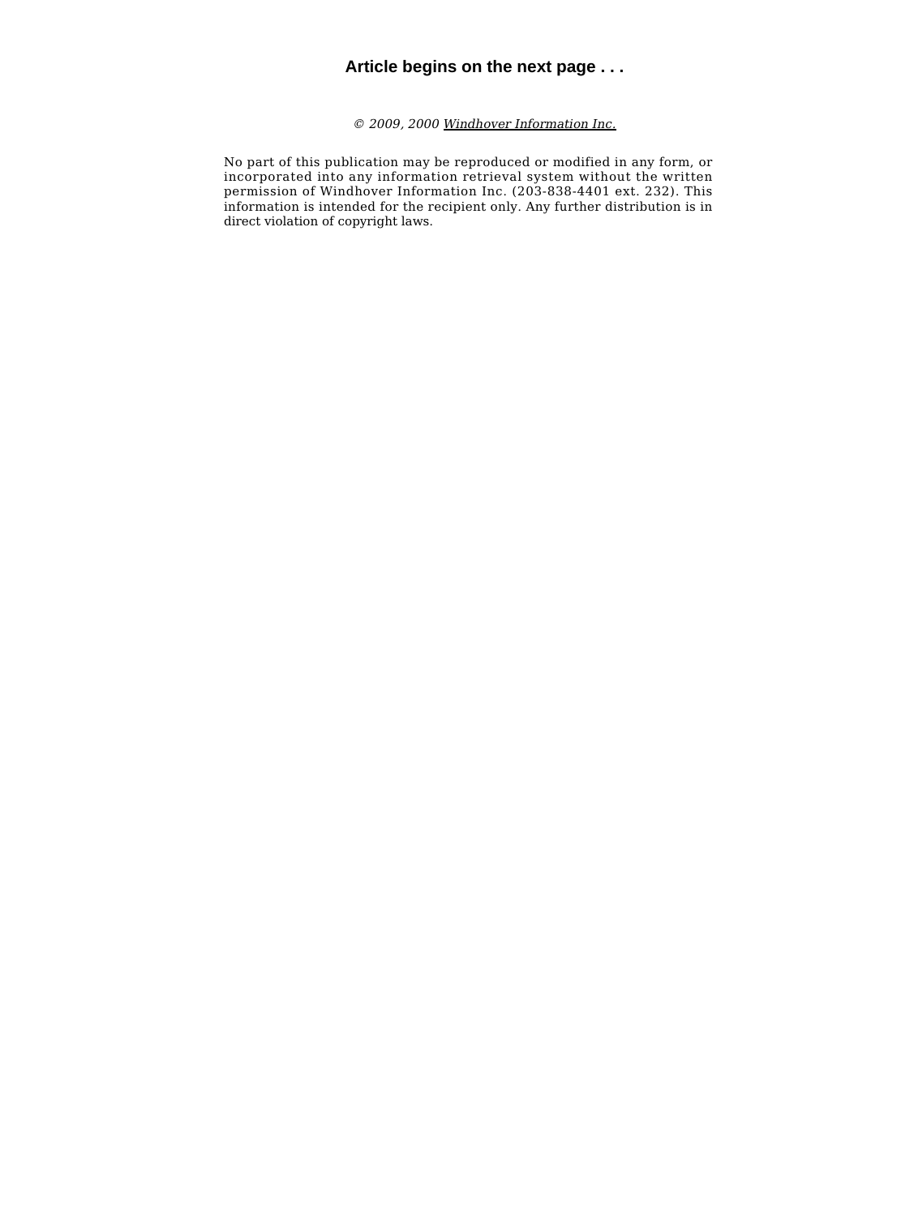**Article begins on the next page . . .**

*© 2009, 2000 Windhover Information Inc.*

No part of this publication may be reproduced or modified in any form, or incorporated into any information retrieval system without the written permission of Windhover Information Inc. (203-838-4401 ext. 232). This information is intended for the recipient only. Any further distribution is in direct violation of copyright laws.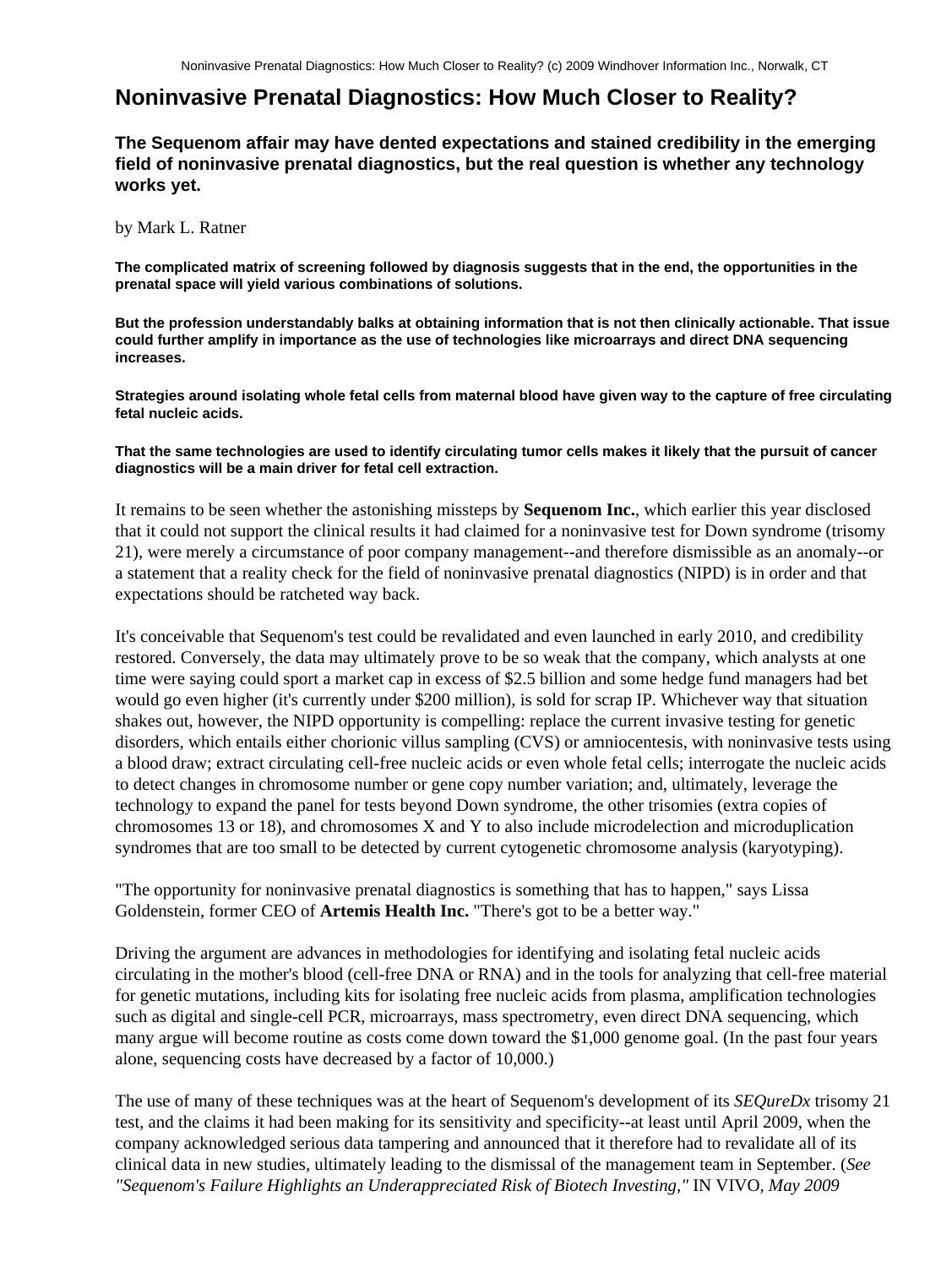# Noninvasive Prenatal Diagnostics: How Much Closer to Reality?

### The Sequenom affair may have dented expectations and stained credibility in the emerging field of noninvasive prenatal diagnostics, but the real question is whether any technology works yet.

by Mark L. Ratner

**The complicated matrix of screening followed by diagnosis suggests that in the end, the opportunities in the prenatal space will yield various combinations of solutions.**

**But the profession understandably balks at obtaining information that is not then clinically actionable. That issue could further amplify in importance as the use of technologies like microarrays and direct DNA sequencing increases.**

**Strategies around isolating whole fetal cells from maternal blood have given way to the capture of free circulating fetal nucleic acids.**

**That the same technologies are used to identify circulating tumor cells makes it likely that the pursuit of cancer diagnostics will be a main driver for fetal cell extraction.**

It remains to be seen whether the astonishing missteps by **Sequenom Inc.**, which earlier this year disclosed that it could not support the clinical results it had claimed for a noninvasive test for Down syndrome (trisomy 21), were merely a circumstance of poor company management--and therefore dismissible as an anomaly--or a statement that a reality check for the field of noninvasive prenatal diagnostics (NIPD) is in order and that expectations should be ratcheted way back.

It's conceivable that Sequenom's test could be revalidated and even launched in early 2010, and credibility restored. Conversely, the data may ultimately prove to be so weak that the company, which analysts at one time were saying could sport a market cap in excess of $2.5 billion and some hedge fund managers had bet would go even higher (it's currently under $200 million), is sold for scrap IP. Whichever way that situation shakes out, however, the NIPD opportunity is compelling: replace the current invasive testing for genetic disorders, which entails either chorionic villus sampling (CVS) or amniocentesis, with noninvasive tests using a blood draw; extract circulating cell-free nucleic acids or even whole fetal cells; interrogate the nucleic acids to detect changes in chromosome number or gene copy number variation; and, ultimately, leverage the technology to expand the panel for tests beyond Down syndrome, the other trisomies (extra copies of chromosomes 13 or 18), and chromosomes X and Y to also include microdeletion and microduplication syndromes that are too small to be detected by current cytogenetic chromosome analysis (karyotyping).

"The opportunity for noninvasive prenatal diagnostics is something that has to happen," says Lissa Goldenstein, former CEO of **Artemis Health Inc.** "There's got to be a better way."

Driving the argument are advances in methodologies for identifying and isolating fetal nucleic acids circulating in the mother's blood (cell-free DNA or RNA) and in the tools for analyzing that cell-free material for genetic mutations, including kits for isolating free nucleic acids from plasma, amplification technologies such as digital and single-cell PCR, microarrays, mass spectrometry, even direct DNA sequencing, which many argue will become routine as costs come down toward the $1,000 genome goal. (In the past four years alone, sequencing costs have decreased by a factor of 10,000.)

The use of many of these techniques was at the heart of Sequenom's development of its *SEQureDx* trisomy 21 test, and the claims it had been making for its sensitivity and specificity--at least until April 2009, when the company acknowledged serious data tampering and announced that it therefore had to revalidate all of its clinical data in new studies, ultimately leading to the dismissal of the management team in September. (*See "Sequenom's Failure Highlights an Underappreciated Risk of Biotech Investing,"* IN VIVO, *May 2009*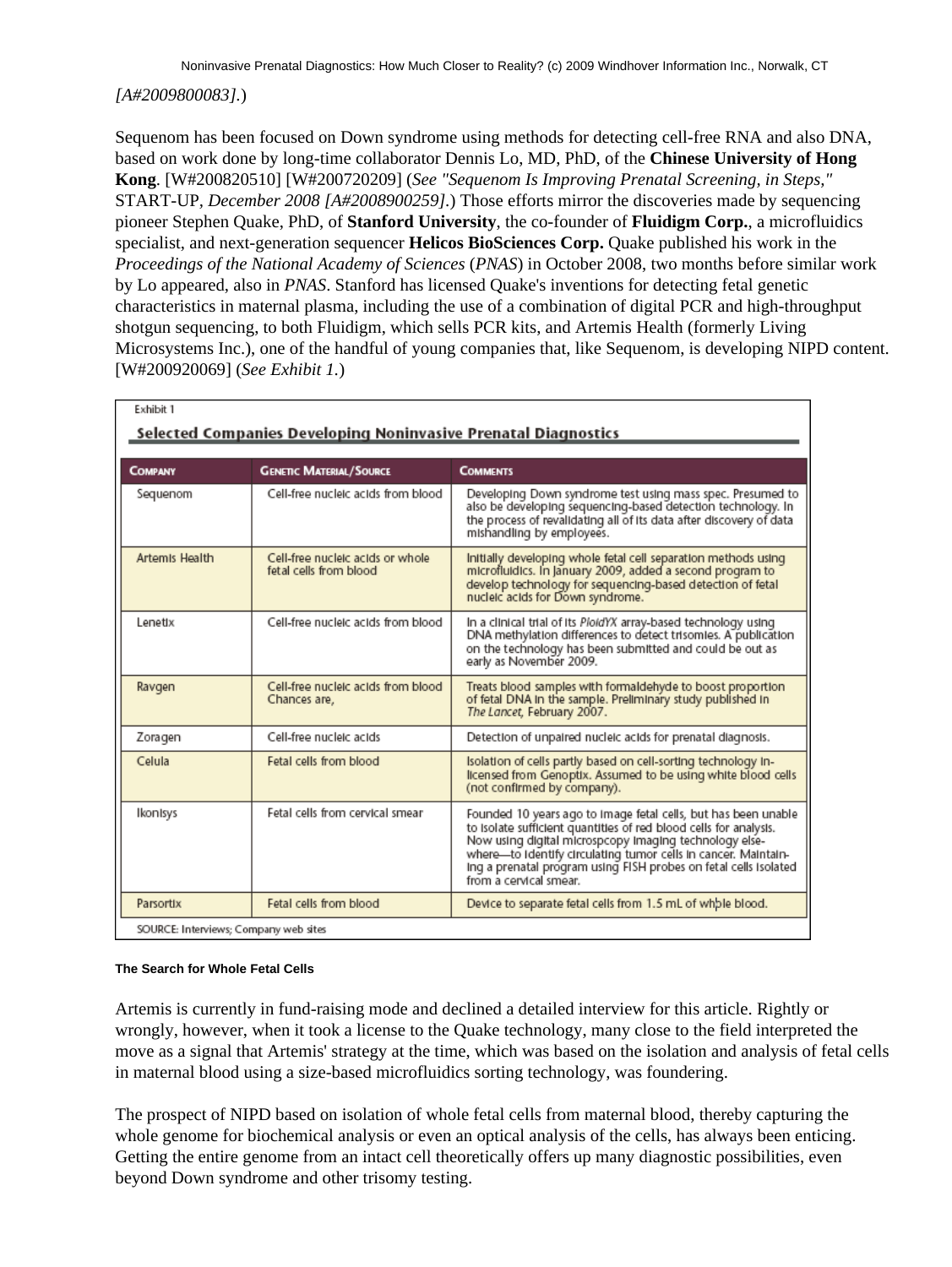*[A#2009800083].*)

Sequenom has been focused on Down syndrome using methods for detecting cell-free RNA and also DNA, based on work done by long-time collaborator Dennis Lo, MD, PhD, of the **Chinese University of Hong Kong**. [W#200820510] [W#200720209] (*See "Sequenom Is Improving Prenatal Screening, in Steps,"* START-UP, *December 2008 [A#2008900259].*) Those efforts mirror the discoveries made by sequencing pioneer Stephen Quake, PhD, of **Stanford University**, the co-founder of **Fluidigm Corp.**, a microfluidics specialist, and next-generation sequencer **Helicos BioSciences Corp.** Quake published his work in the *Proceedings of the National Academy of Sciences* (*PNAS*) in October 2008, two months before similar work by Lo appeared, also in *PNAS*. Stanford has licensed Quake's inventions for detecting fetal genetic characteristics in maternal plasma, including the use of a combination of digital PCR and high-throughput shotgun sequencing, to both Fluidigm, which sells PCR kits, and Artemis Health (formerly Living Microsystems Inc.), one of the handful of young companies that, like Sequenom, is developing NIPD content. [W#200920069] (*See Exhibit 1.*)

Exhibit 1

**Selected Companies Developing Noninvasive Prenatal Diagnostics**

| Company | Genetic Material/Source | Comments |
|---|---|---|
| Sequenom | Cell-free nucleic acids from blood | Developing Down syndrome test using mass spec. Presumed to also be developing sequencing-based detection technology. In the process of revalidating all of its data after discovery of data mishandling by employees. |
| Artemis Health | Cell-free nucleic acids or whole fetal cells from blood | Initially developing whole fetal cell separation methods using microfluidics. In January 2009, added a second program to develop technology for sequencing-based detection of fetal nucleic acids for Down syndrome. |
| Lenetix | Cell-free nucleic acids from blood | In a clinical trial of its *PloidYX* array-based technology using DNA methylation differences to detect trisomies. A publication on the technology has been submitted and could be out as early as November 2009. |
| Ravgen | Cell-free nucleic acids from blood Chances are, | Treats blood samples with formaldehyde to boost proportion of fetal DNA in the sample. Preliminary study published in *The Lancet*, February 2007. |
| Zoragen | Cell-free nucleic acids | Detection of unpaired nucleic acids for prenatal diagnosis. |
| Celula | Fetal cells from blood | Isolation of cells partly based on cell-sorting technology in-licensed from Genoptix. Assumed to be using white blood cells (not confirmed by company). |
| Ikonisys | Fetal cells from cervical smear | Founded 10 years ago to image fetal cells, but has been unable to isolate sufficient quantities of red blood cells for analysis. Now using digital micrspcopy imaging technology elsewhere—to identify circulating tumor cells in cancer. Maintaining a prenatal program using FISH probes on fetal cells isolated from a cervical smear. |
| Parsortix | Fetal cells from blood | Device to separate fetal cells from 1.5 mL of whole blood. |

SOURCE: Interviews; Company web sites

#### The Search for Whole Fetal Cells

Artemis is currently in fund-raising mode and declined a detailed interview for this article. Rightly or wrongly, however, when it took a license to the Quake technology, many close to the field interpreted the move as a signal that Artemis' strategy at the time, which was based on the isolation and analysis of fetal cells in maternal blood using a size-based microfluidics sorting technology, was foundering.

The prospect of NIPD based on isolation of whole fetal cells from maternal blood, thereby capturing the whole genome for biochemical analysis or even an optical analysis of the cells, has always been enticing. Getting the entire genome from an intact cell theoretically offers up many diagnostic possibilities, even beyond Down syndrome and other trisomy testing.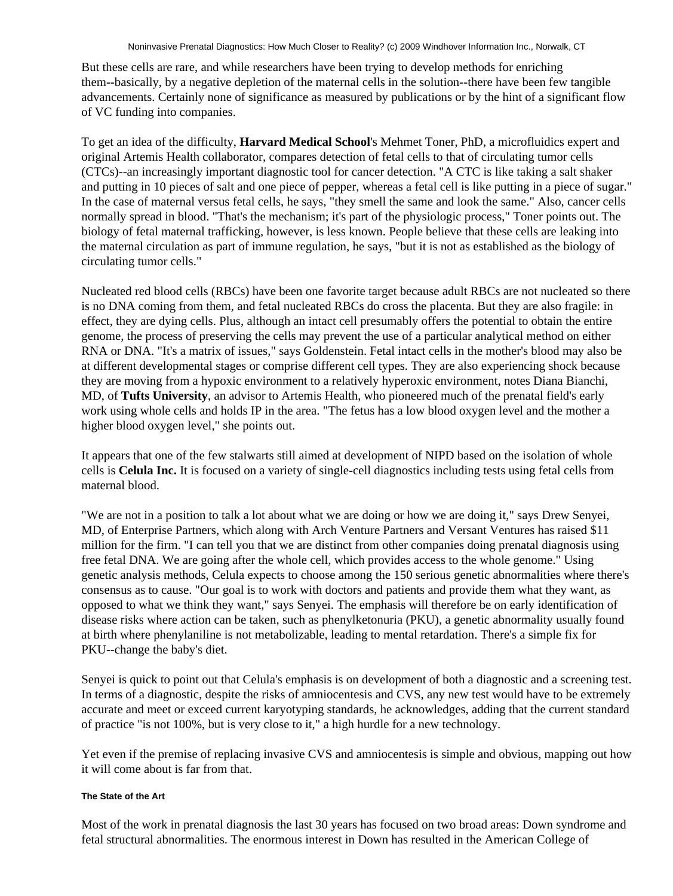But these cells are rare, and while researchers have been trying to develop methods for enriching them--basically, by a negative depletion of the maternal cells in the solution--there have been few tangible advancements. Certainly none of significance as measured by publications or by the hint of a significant flow of VC funding into companies.

To get an idea of the difficulty, **Harvard Medical School**'s Mehmet Toner, PhD, a microfluidics expert and original Artemis Health collaborator, compares detection of fetal cells to that of circulating tumor cells (CTCs)--an increasingly important diagnostic tool for cancer detection. "A CTC is like taking a salt shaker and putting in 10 pieces of salt and one piece of pepper, whereas a fetal cell is like putting in a piece of sugar." In the case of maternal versus fetal cells, he says, "they smell the same and look the same." Also, cancer cells normally spread in blood. "That's the mechanism; it's part of the physiologic process," Toner points out. The biology of fetal maternal trafficking, however, is less known. People believe that these cells are leaking into the maternal circulation as part of immune regulation, he says, "but it is not as established as the biology of circulating tumor cells."

Nucleated red blood cells (RBCs) have been one favorite target because adult RBCs are not nucleated so there is no DNA coming from them, and fetal nucleated RBCs do cross the placenta. But they are also fragile: in effect, they are dying cells. Plus, although an intact cell presumably offers the potential to obtain the entire genome, the process of preserving the cells may prevent the use of a particular analytical method on either RNA or DNA. "It's a matrix of issues," says Goldenstein. Fetal intact cells in the mother's blood may also be at different developmental stages or comprise different cell types. They are also experiencing shock because they are moving from a hypoxic environment to a relatively hyperoxic environment, notes Diana Bianchi, MD, of **Tufts University**, an advisor to Artemis Health, who pioneered much of the prenatal field's early work using whole cells and holds IP in the area. "The fetus has a low blood oxygen level and the mother a higher blood oxygen level," she points out.

It appears that one of the few stalwarts still aimed at development of NIPD based on the isolation of whole cells is **Celula Inc.** It is focused on a variety of single-cell diagnostics including tests using fetal cells from maternal blood.

"We are not in a position to talk a lot about what we are doing or how we are doing it," says Drew Senyei, MD, of Enterprise Partners, which along with Arch Venture Partners and Versant Ventures has raised $11 million for the firm. "I can tell you that we are distinct from other companies doing prenatal diagnosis using free fetal DNA. We are going after the whole cell, which provides access to the whole genome." Using genetic analysis methods, Celula expects to choose among the 150 serious genetic abnormalities where there's consensus as to cause. "Our goal is to work with doctors and patients and provide them what they want, as opposed to what we think they want," says Senyei. The emphasis will therefore be on early identification of disease risks where action can be taken, such as phenylketonuria (PKU), a genetic abnormality usually found at birth where phenylaniline is not metabolizable, leading to mental retardation. There's a simple fix for PKU--change the baby's diet.

Senyei is quick to point out that Celula's emphasis is on development of both a diagnostic and a screening test. In terms of a diagnostic, despite the risks of amniocentesis and CVS, any new test would have to be extremely accurate and meet or exceed current karyotyping standards, he acknowledges, adding that the current standard of practice "is not 100%, but is very close to it," a high hurdle for a new technology.

Yet even if the premise of replacing invasive CVS and amniocentesis is simple and obvious, mapping out how it will come about is far from that.

#### The State of the Art

Most of the work in prenatal diagnosis the last 30 years has focused on two broad areas: Down syndrome and fetal structural abnormalities. The enormous interest in Down has resulted in the American College of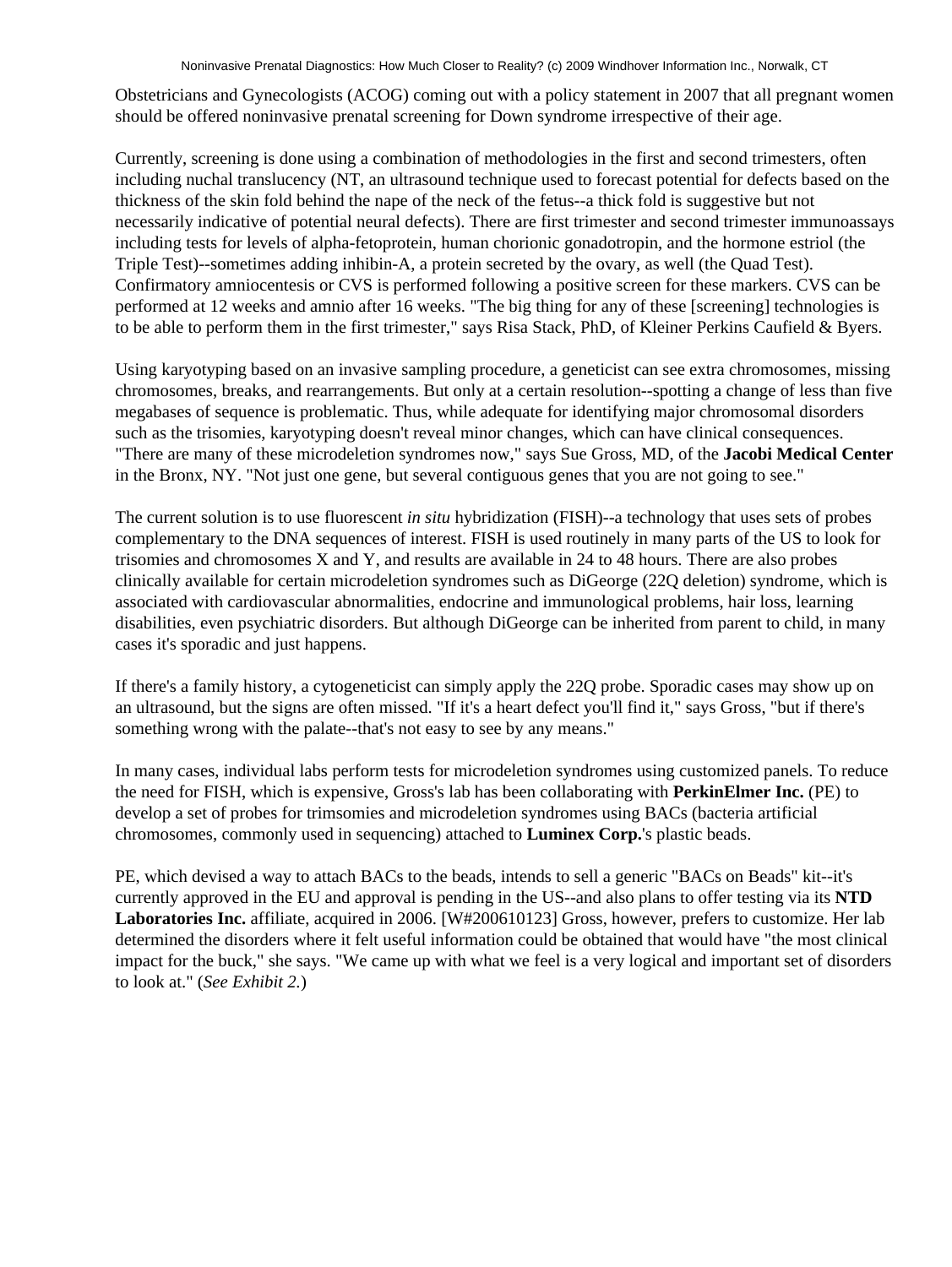Obstetricians and Gynecologists (ACOG) coming out with a policy statement in 2007 that all pregnant women should be offered noninvasive prenatal screening for Down syndrome irrespective of their age.

Currently, screening is done using a combination of methodologies in the first and second trimesters, often including nuchal translucency (NT, an ultrasound technique used to forecast potential for defects based on the thickness of the skin fold behind the nape of the neck of the fetus--a thick fold is suggestive but not necessarily indicative of potential neural defects). There are first trimester and second trimester immunoassays including tests for levels of alpha-fetoprotein, human chorionic gonadotropin, and the hormone estriol (the Triple Test)--sometimes adding inhibin-A, a protein secreted by the ovary, as well (the Quad Test). Confirmatory amniocentesis or CVS is performed following a positive screen for these markers. CVS can be performed at 12 weeks and amnio after 16 weeks. "The big thing for any of these [screening] technologies is to be able to perform them in the first trimester," says Risa Stack, PhD, of Kleiner Perkins Caufield & Byers.

Using karyotyping based on an invasive sampling procedure, a geneticist can see extra chromosomes, missing chromosomes, breaks, and rearrangements. But only at a certain resolution--spotting a change of less than five megabases of sequence is problematic. Thus, while adequate for identifying major chromosomal disorders such as the trisomies, karyotyping doesn't reveal minor changes, which can have clinical consequences. "There are many of these microdeletion syndromes now," says Sue Gross, MD, of the **Jacobi Medical Center** in the Bronx, NY. "Not just one gene, but several contiguous genes that you are not going to see."

The current solution is to use fluorescent *in situ* hybridization (FISH)--a technology that uses sets of probes complementary to the DNA sequences of interest. FISH is used routinely in many parts of the US to look for trisomies and chromosomes X and Y, and results are available in 24 to 48 hours. There are also probes clinically available for certain microdeletion syndromes such as DiGeorge (22Q deletion) syndrome, which is associated with cardiovascular abnormalities, endocrine and immunological problems, hair loss, learning disabilities, even psychiatric disorders. But although DiGeorge can be inherited from parent to child, in many cases it's sporadic and just happens.

If there's a family history, a cytogeneticist can simply apply the 22Q probe. Sporadic cases may show up on an ultrasound, but the signs are often missed. "If it's a heart defect you'll find it," says Gross, "but if there's something wrong with the palate--that's not easy to see by any means."

In many cases, individual labs perform tests for microdeletion syndromes using customized panels. To reduce the need for FISH, which is expensive, Gross's lab has been collaborating with **PerkinElmer Inc.** (PE) to develop a set of probes for trimsomies and microdeletion syndromes using BACs (bacteria artificial chromosomes, commonly used in sequencing) attached to **Luminex Corp.**'s plastic beads.

PE, which devised a way to attach BACs to the beads, intends to sell a generic "BACs on Beads" kit--it's currently approved in the EU and approval is pending in the US--and also plans to offer testing via its **NTD Laboratories Inc.** affiliate, acquired in 2006. [W#200610123] Gross, however, prefers to customize. Her lab determined the disorders where it felt useful information could be obtained that would have "the most clinical impact for the buck," she says. "We came up with what we feel is a very logical and important set of disorders to look at." (*See Exhibit 2.*)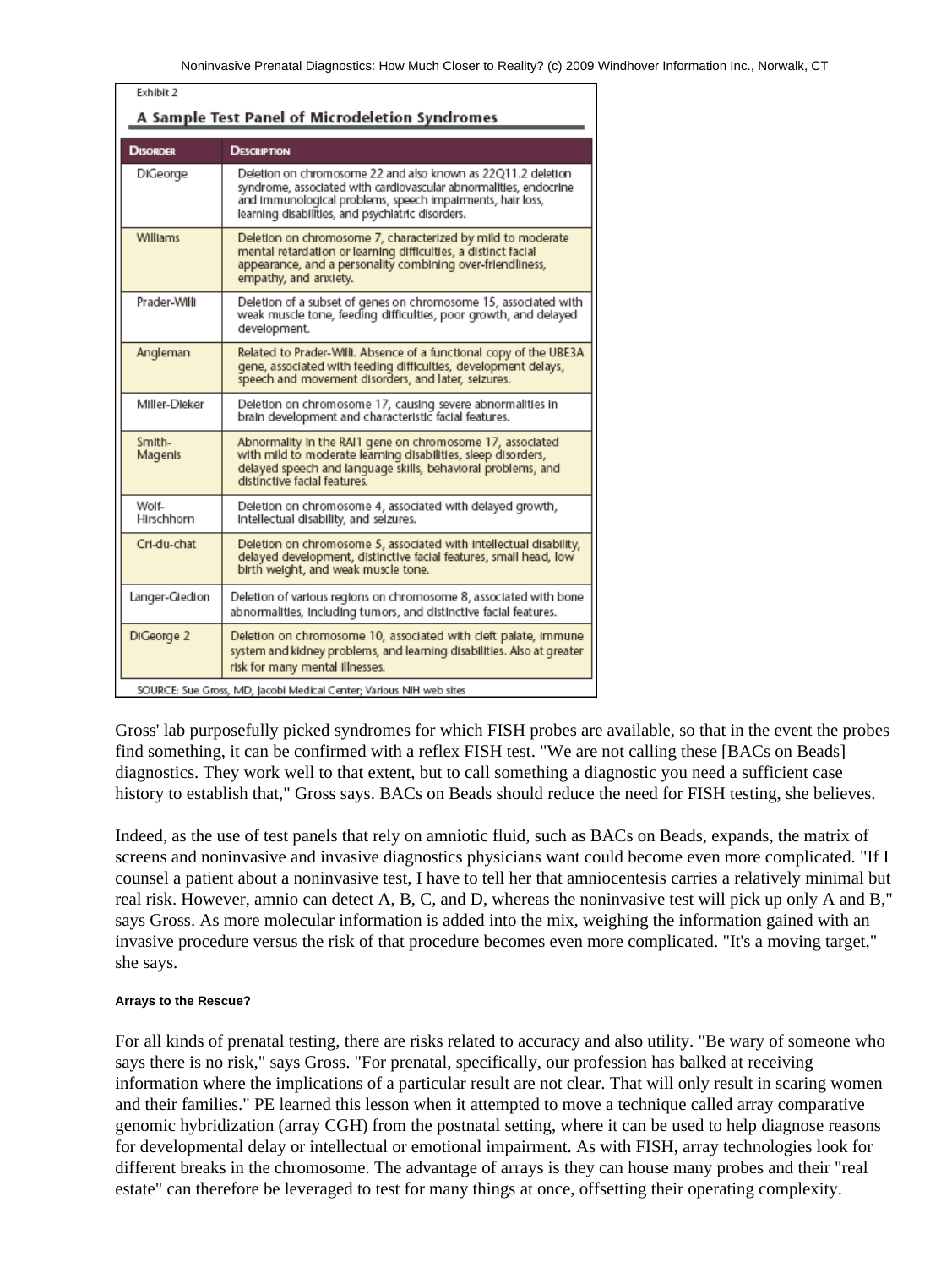Exhibit 2

## A Sample Test Panel of Microdeletion Syndromes

| Disorder | Description |
|---|---|
| DiGeorge | Deletion on chromosome 22 and also known as 22Q11.2 deletion syndrome, associated with cardiovascular abnormalities, endocrine and immunological problems, speech impairments, hair loss, learning disabilities, and psychiatric disorders. |
| Williams | Deletion on chromosome 7, characterized by mild to moderate mental retardation or learning difficulties, a distinct facial appearance, and a personality combining over-friendliness, empathy, and anxiety. |
| Prader-Willi | Deletion of a subset of genes on chromosome 15, associated with weak muscle tone, feeding difficulties, poor growth, and delayed development. |
| Angleman | Related to Prader-Willi. Absence of a functional copy of the UBE3A gene, associated with feeding difficulties, development delays, speech and movement disorders, and later, seizures. |
| Miller-Dieker | Deletion on chromosome 17, causing severe abnormalities in brain development and characteristic facial features. |
| Smith-Magenis | Abnormality in the RAI1 gene on chromosome 17, associated with mild to moderate learning disabilities, sleep disorders, delayed speech and language skills, behavioral problems, and distinctive facial features. |
| Wolf-Hirschhorn | Deletion on chromosome 4, associated with delayed growth, intellectual disability, and seizures. |
| Cri-du-chat | Deletion on chromosome 5, associated with intellectual disability, delayed development, distinctive facial features, small head, low birth weight, and weak muscle tone. |
| Langer-Giedion | Deletion of various regions on chromosome 8, associated with bone abnormalities, including tumors, and distinctive facial features. |
| DiGeorge 2 | Deletion on chromosome 10, associated with cleft palate, immune system and kidney problems, and learning disabilities. Also at greater risk for many mental illnesses. |

SOURCE: Sue Gross, MD, Jacobi Medical Center; Various NIH web sites

Gross' lab purposefully picked syndromes for which FISH probes are available, so that in the event the probes find something, it can be confirmed with a reflex FISH test. "We are not calling these [BACs on Beads] diagnostics. They work well to that extent, but to call something a diagnostic you need a sufficient case history to establish that," Gross says. BACs on Beads should reduce the need for FISH testing, she believes.

Indeed, as the use of test panels that rely on amniotic fluid, such as BACs on Beads, expands, the matrix of screens and noninvasive and invasive diagnostics physicians want could become even more complicated. "If I counsel a patient about a noninvasive test, I have to tell her that amniocentesis carries a relatively minimal but real risk. However, amnio can detect A, B, C, and D, whereas the noninvasive test will pick up only A and B," says Gross. As more molecular information is added into the mix, weighing the information gained with an invasive procedure versus the risk of that procedure becomes even more complicated. "It's a moving target," she says.

#### Arrays to the Rescue?

For all kinds of prenatal testing, there are risks related to accuracy and also utility. "Be wary of someone who says there is no risk," says Gross. "For prenatal, specifically, our profession has balked at receiving information where the implications of a particular result are not clear. That will only result in scaring women and their families." PE learned this lesson when it attempted to move a technique called array comparative genomic hybridization (array CGH) from the postnatal setting, where it can be used to help diagnose reasons for developmental delay or intellectual or emotional impairment. As with FISH, array technologies look for different breaks in the chromosome. The advantage of arrays is they can house many probes and their "real estate" can therefore be leveraged to test for many things at once, offsetting their operating complexity.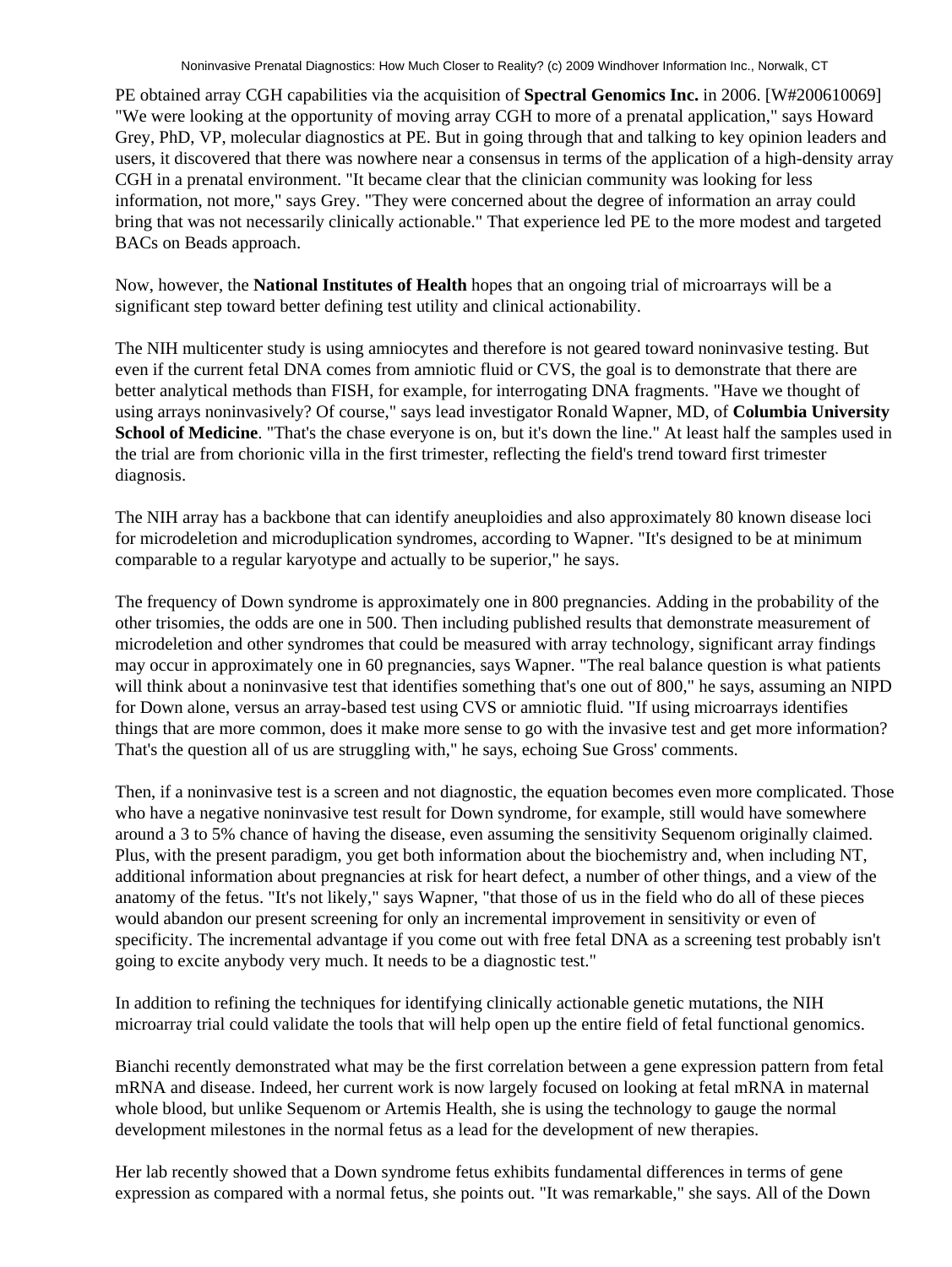PE obtained array CGH capabilities via the acquisition of **Spectral Genomics Inc.** in 2006. [W#200610069] "We were looking at the opportunity of moving array CGH to more of a prenatal application," says Howard Grey, PhD, VP, molecular diagnostics at PE. But in going through that and talking to key opinion leaders and users, it discovered that there was nowhere near a consensus in terms of the application of a high-density array CGH in a prenatal environment. "It became clear that the clinician community was looking for less information, not more," says Grey. "They were concerned about the degree of information an array could bring that was not necessarily clinically actionable." That experience led PE to the more modest and targeted BACs on Beads approach.

Now, however, the **National Institutes of Health** hopes that an ongoing trial of microarrays will be a significant step toward better defining test utility and clinical actionability.

The NIH multicenter study is using amniocytes and therefore is not geared toward noninvasive testing. But even if the current fetal DNA comes from amniotic fluid or CVS, the goal is to demonstrate that there are better analytical methods than FISH, for example, for interrogating DNA fragments. "Have we thought of using arrays noninvasively? Of course," says lead investigator Ronald Wapner, MD, of **Columbia University School of Medicine**. "That's the chase everyone is on, but it's down the line." At least half the samples used in the trial are from chorionic villa in the first trimester, reflecting the field's trend toward first trimester diagnosis.

The NIH array has a backbone that can identify aneuploidies and also approximately 80 known disease loci for microdeletion and microduplication syndromes, according to Wapner. "It's designed to be at minimum comparable to a regular karyotype and actually to be superior," he says.

The frequency of Down syndrome is approximately one in 800 pregnancies. Adding in the probability of the other trisomies, the odds are one in 500. Then including published results that demonstrate measurement of microdeletion and other syndromes that could be measured with array technology, significant array findings may occur in approximately one in 60 pregnancies, says Wapner. "The real balance question is what patients will think about a noninvasive test that identifies something that's one out of 800," he says, assuming an NIPD for Down alone, versus an array-based test using CVS or amniotic fluid. "If using microarrays identifies things that are more common, does it make more sense to go with the invasive test and get more information? That's the question all of us are struggling with," he says, echoing Sue Gross' comments.

Then, if a noninvasive test is a screen and not diagnostic, the equation becomes even more complicated. Those who have a negative noninvasive test result for Down syndrome, for example, still would have somewhere around a 3 to 5% chance of having the disease, even assuming the sensitivity Sequenom originally claimed. Plus, with the present paradigm, you get both information about the biochemistry and, when including NT, additional information about pregnancies at risk for heart defect, a number of other things, and a view of the anatomy of the fetus. "It's not likely," says Wapner, "that those of us in the field who do all of these pieces would abandon our present screening for only an incremental improvement in sensitivity or even of specificity. The incremental advantage if you come out with free fetal DNA as a screening test probably isn't going to excite anybody very much. It needs to be a diagnostic test."

In addition to refining the techniques for identifying clinically actionable genetic mutations, the NIH microarray trial could validate the tools that will help open up the entire field of fetal functional genomics.

Bianchi recently demonstrated what may be the first correlation between a gene expression pattern from fetal mRNA and disease. Indeed, her current work is now largely focused on looking at fetal mRNA in maternal whole blood, but unlike Sequenom or Artemis Health, she is using the technology to gauge the normal development milestones in the normal fetus as a lead for the development of new therapies.

Her lab recently showed that a Down syndrome fetus exhibits fundamental differences in terms of gene expression as compared with a normal fetus, she points out. "It was remarkable," she says. All of the Down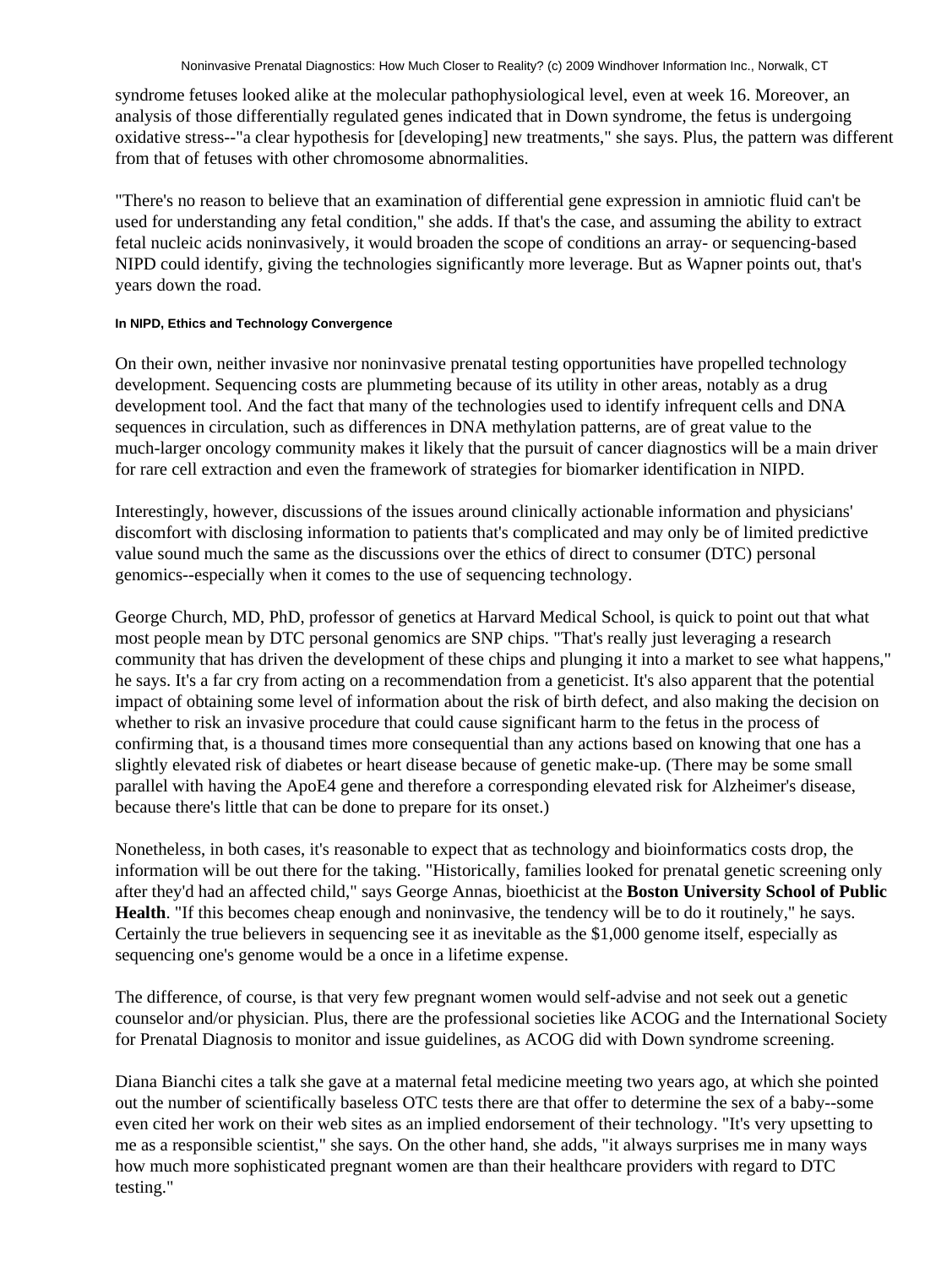syndrome fetuses looked alike at the molecular pathophysiological level, even at week 16. Moreover, an analysis of those differentially regulated genes indicated that in Down syndrome, the fetus is undergoing oxidative stress--"a clear hypothesis for [developing] new treatments," she says. Plus, the pattern was different from that of fetuses with other chromosome abnormalities.

"There's no reason to believe that an examination of differential gene expression in amniotic fluid can't be used for understanding any fetal condition," she adds. If that's the case, and assuming the ability to extract fetal nucleic acids noninvasively, it would broaden the scope of conditions an array- or sequencing-based NIPD could identify, giving the technologies significantly more leverage. But as Wapner points out, that's years down the road.

#### In NIPD, Ethics and Technology Convergence

On their own, neither invasive nor noninvasive prenatal testing opportunities have propelled technology development. Sequencing costs are plummeting because of its utility in other areas, notably as a drug development tool. And the fact that many of the technologies used to identify infrequent cells and DNA sequences in circulation, such as differences in DNA methylation patterns, are of great value to the much-larger oncology community makes it likely that the pursuit of cancer diagnostics will be a main driver for rare cell extraction and even the framework of strategies for biomarker identification in NIPD.

Interestingly, however, discussions of the issues around clinically actionable information and physicians' discomfort with disclosing information to patients that's complicated and may only be of limited predictive value sound much the same as the discussions over the ethics of direct to consumer (DTC) personal genomics--especially when it comes to the use of sequencing technology.

George Church, MD, PhD, professor of genetics at Harvard Medical School, is quick to point out that what most people mean by DTC personal genomics are SNP chips. "That's really just leveraging a research community that has driven the development of these chips and plunging it into a market to see what happens," he says. It's a far cry from acting on a recommendation from a geneticist. It's also apparent that the potential impact of obtaining some level of information about the risk of birth defect, and also making the decision on whether to risk an invasive procedure that could cause significant harm to the fetus in the process of confirming that, is a thousand times more consequential than any actions based on knowing that one has a slightly elevated risk of diabetes or heart disease because of genetic make-up. (There may be some small parallel with having the ApoE4 gene and therefore a corresponding elevated risk for Alzheimer's disease, because there's little that can be done to prepare for its onset.)

Nonetheless, in both cases, it's reasonable to expect that as technology and bioinformatics costs drop, the information will be out there for the taking. "Historically, families looked for prenatal genetic screening only after they'd had an affected child," says George Annas, bioethicist at the **Boston University School of Public Health**. "If this becomes cheap enough and noninvasive, the tendency will be to do it routinely," he says. Certainly the true believers in sequencing see it as inevitable as the $1,000 genome itself, especially as sequencing one's genome would be a once in a lifetime expense.

The difference, of course, is that very few pregnant women would self-advise and not seek out a genetic counselor and/or physician. Plus, there are the professional societies like ACOG and the International Society for Prenatal Diagnosis to monitor and issue guidelines, as ACOG did with Down syndrome screening.

Diana Bianchi cites a talk she gave at a maternal fetal medicine meeting two years ago, at which she pointed out the number of scientifically baseless OTC tests there are that offer to determine the sex of a baby--some even cited her work on their web sites as an implied endorsement of their technology. "It's very upsetting to me as a responsible scientist," she says. On the other hand, she adds, "it always surprises me in many ways how much more sophisticated pregnant women are than their healthcare providers with regard to DTC testing."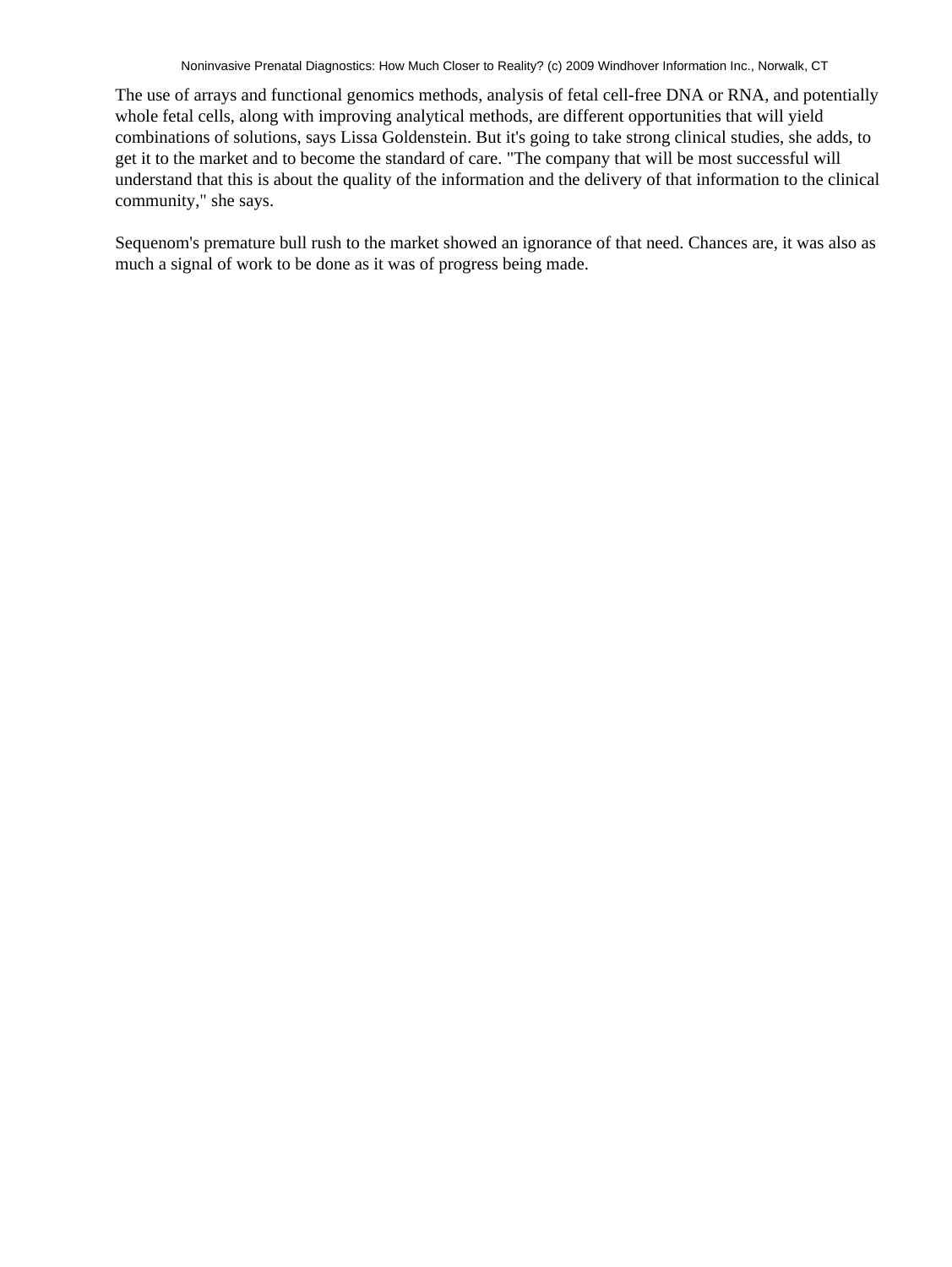The use of arrays and functional genomics methods, analysis of fetal cell-free DNA or RNA, and potentially whole fetal cells, along with improving analytical methods, are different opportunities that will yield combinations of solutions, says Lissa Goldenstein. But it's going to take strong clinical studies, she adds, to get it to the market and to become the standard of care. "The company that will be most successful will understand that this is about the quality of the information and the delivery of that information to the clinical community," she says.

Sequenom's premature bull rush to the market showed an ignorance of that need. Chances are, it was also as much a signal of work to be done as it was of progress being made.